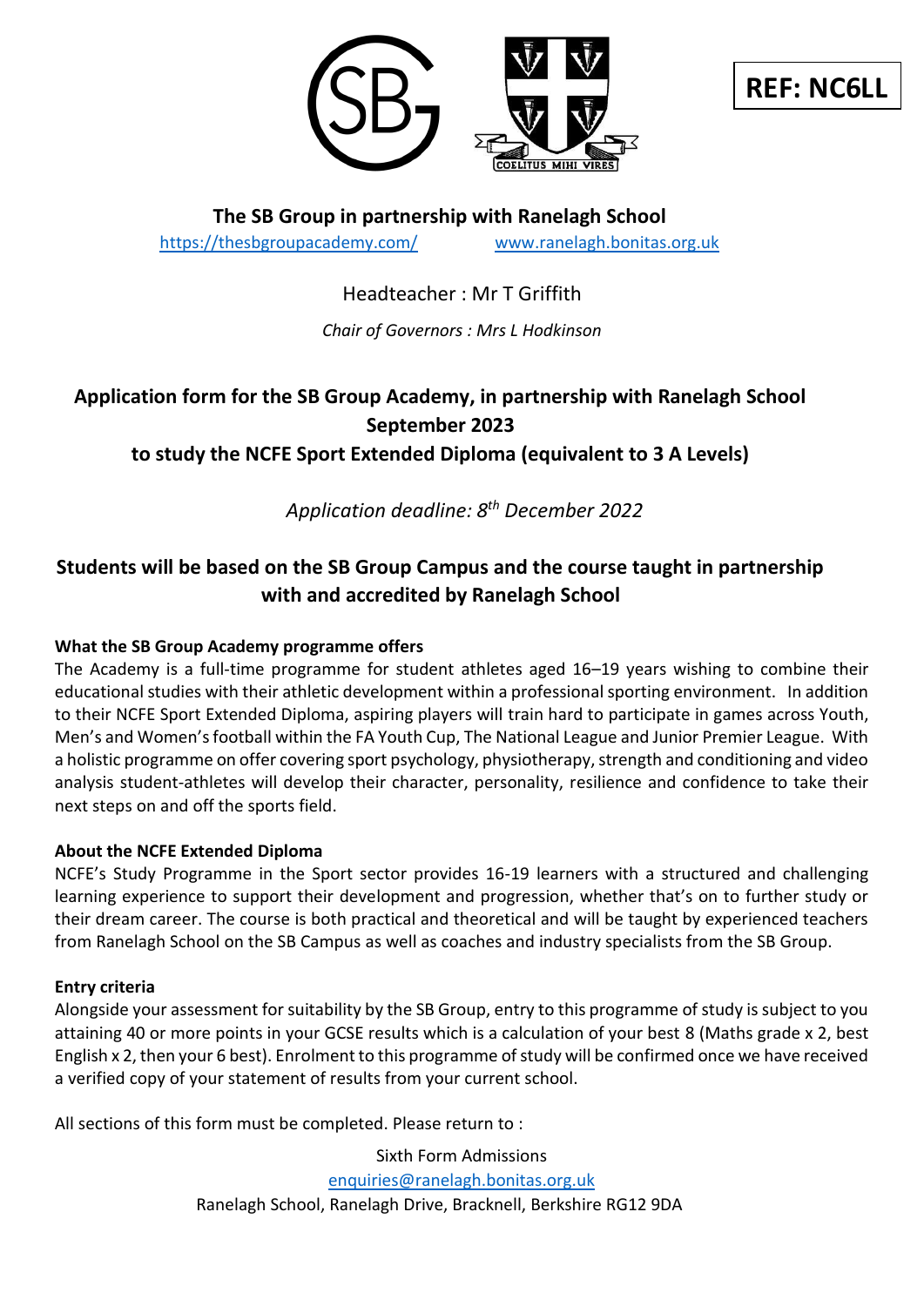**REF: NC6LL**

COELITUS MIHI VIRES

## The SB Group in partnership with Ranelagh School

https://thesbgroupacademy.com/ www.ranelagh.bonitas.org.uk

Headteacher : Mr T Griffith

*Chair of Governors : Mrs L Hodkinson*

# Application form for the SB Group Academy, in partnership with Ranelagh School September 2023 to study the NCFE Sport Extended Diploma (equivalent to 3 A Levels)

*Application deadline: 8th December 2022*

## Students will be based on the SB Group Campus and the course taught in partnership with and accredited by Ranelagh School

### What the SB Group Academy programme offers

The Academy is a full-time programme for student athletes aged 16–19 years wishing to combine their educational studies with their athletic development within a professional sporting environment. In addition to their NCFE Sport Extended Diploma, aspiring players will train hard to participate in games across Youth, Men's and Women's football within the FA Youth Cup, The National League and Junior Premier League. With a holistic programme on offer covering sport psychology, physiotherapy, strength and conditioning and video analysis student-athletes will develop their character, personality, resilience and confidence to take their next steps on and off the sports field.

### About the NCFE Extended Diploma

NCFE's Study Programme in the Sport sector provides 16-19 learners with a structured and challenging learning experience to support their development and progression, whether that's on to further study or their dream career. The course is both practical and theoretical and will be taught by experienced teachers from Ranelagh School on the SB Campus as well as coaches and industry specialists from the SB Group.

### Entry criteria

Alongside your assessment for suitability by the SB Group, entry to this programme of study is subject to you attaining 40 or more points in your GCSE results which is a calculation of your best 8 (Maths grade x 2, best English x 2, then your 6 best). Enrolment to this programme of study will be confirmed once we have received a verified copy of your statement of results from your current school.

All sections of this form must be completed. Please return to :

Sixth Form Admissions
enquiries@ranelagh.bonitas.org.uk
Ranelagh School, Ranelagh Drive, Bracknell, Berkshire RG12 9DA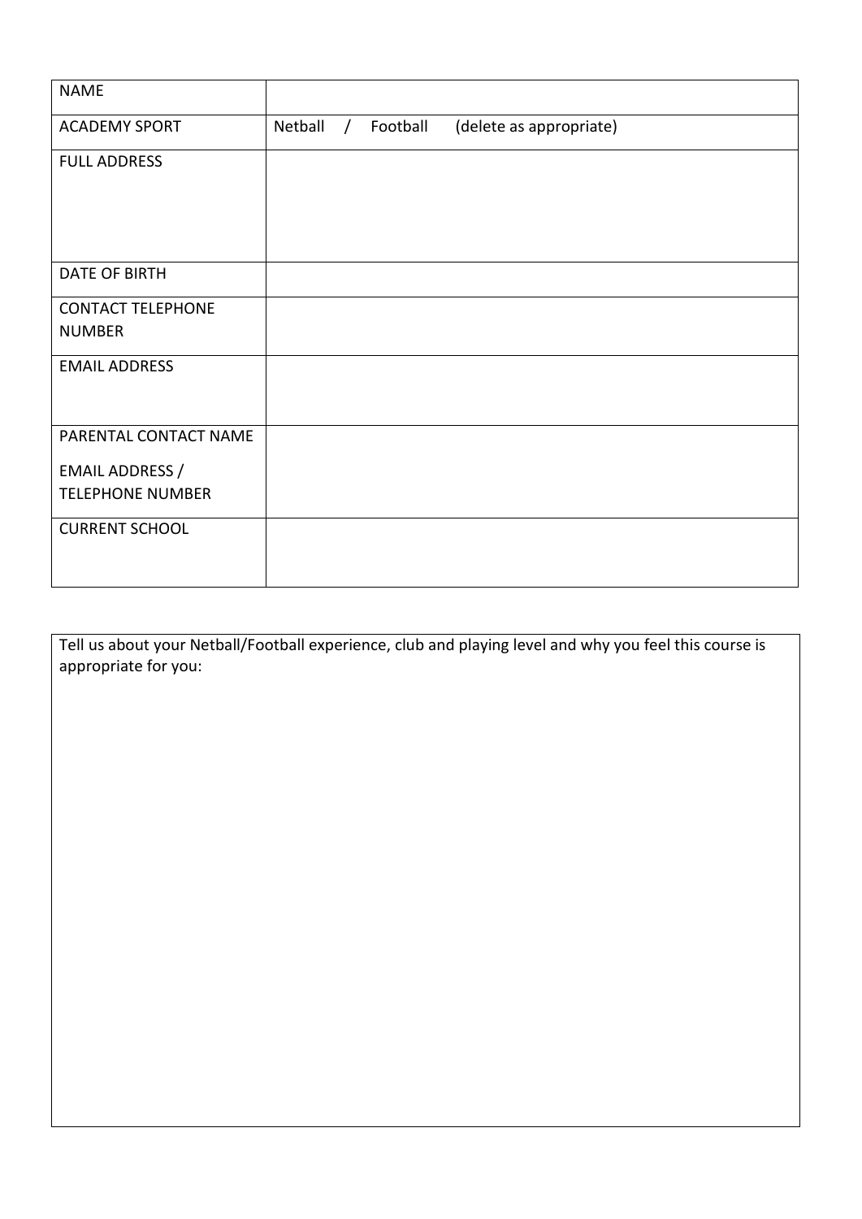| NAME | |
|---|---|
| ACADEMY SPORT | Netball / Football (delete as appropriate) |
| FULL ADDRESS | |
| DATE OF BIRTH | |
| CONTACT TELEPHONE NUMBER | |
| EMAIL ADDRESS | |
| PARENTAL CONTACT NAME<br><br>EMAIL ADDRESS / TELEPHONE NUMBER | |
| CURRENT SCHOOL | |

| Tell us about your Netball/Football experience, club and playing level and why you feel this course is appropriate for you: |
|---|
| |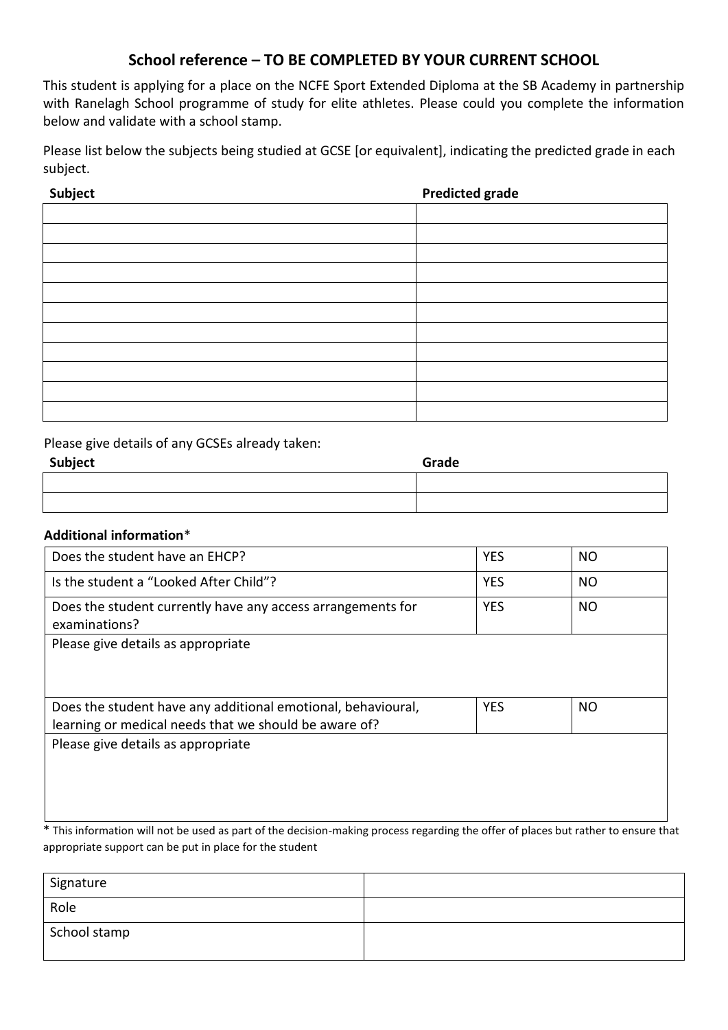## School reference – TO BE COMPLETED BY YOUR CURRENT SCHOOL

This student is applying for a place on the NCFE Sport Extended Diploma at the SB Academy in partnership with Ranelagh School programme of study for elite athletes. Please could you complete the information below and validate with a school stamp.

Please list below the subjects being studied at GCSE [or equivalent], indicating the predicted grade in each subject.

| Subject | Predicted grade |
|---|---|
| | |
| | |
| | |
| | |
| | |
| | |
| | |
| | |
| | |
| | |
| | |

Please give details of any GCSEs already taken:

| Subject | Grade |
|---|---|
| | |
| | |

**Additional information***

| | | |
|---|---|---|
| Does the student have an EHCP? | YES | NO |
| Is the student a "Looked After Child"? | YES | NO |
| Does the student currently have any access arrangements for examinations? | YES | NO |
| Please give details as appropriate | | |
| Does the student have any additional emotional, behavioural, learning or medical needs that we should be aware of? | YES | NO |
| Please give details as appropriate | | |

* This information will not be used as part of the decision-making process regarding the offer of places but rather to ensure that appropriate support can be put in place for the student

| | |
|---|---|
| Signature | |
| Role | |
| School stamp | |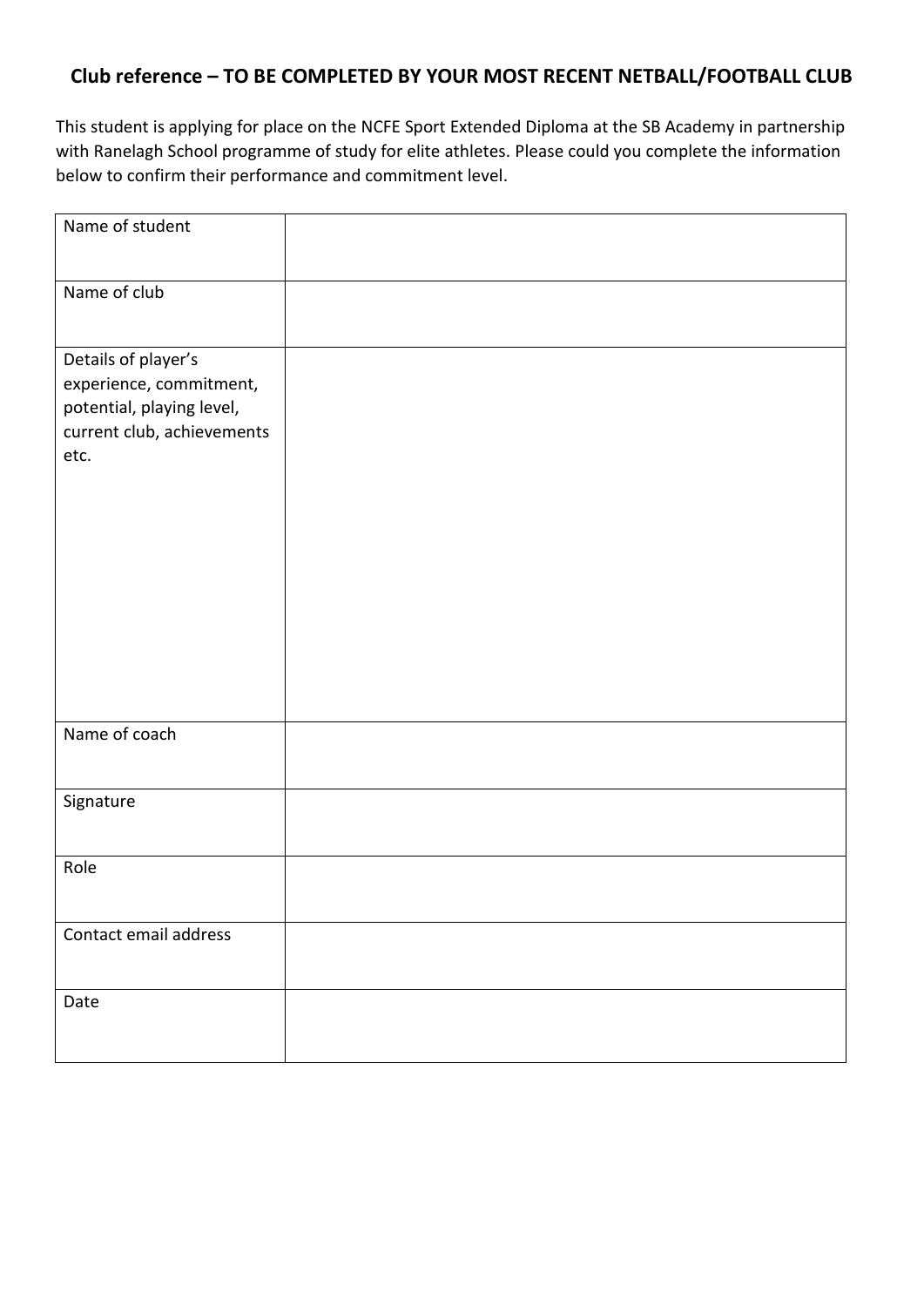## Club reference – TO BE COMPLETED BY YOUR MOST RECENT NETBALL/FOOTBALL CLUB

This student is applying for place on the NCFE Sport Extended Diploma at the SB Academy in partnership with Ranelagh School programme of study for elite athletes. Please could you complete the information below to confirm their performance and commitment level.

| | |
|---|---|
| Name of student | |
| Name of club | |
| Details of player's experience, commitment, potential, playing level, current club, achievements etc. | |
| Name of coach | |
| Signature | |
| Role | |
| Contact email address | |
| Date | |